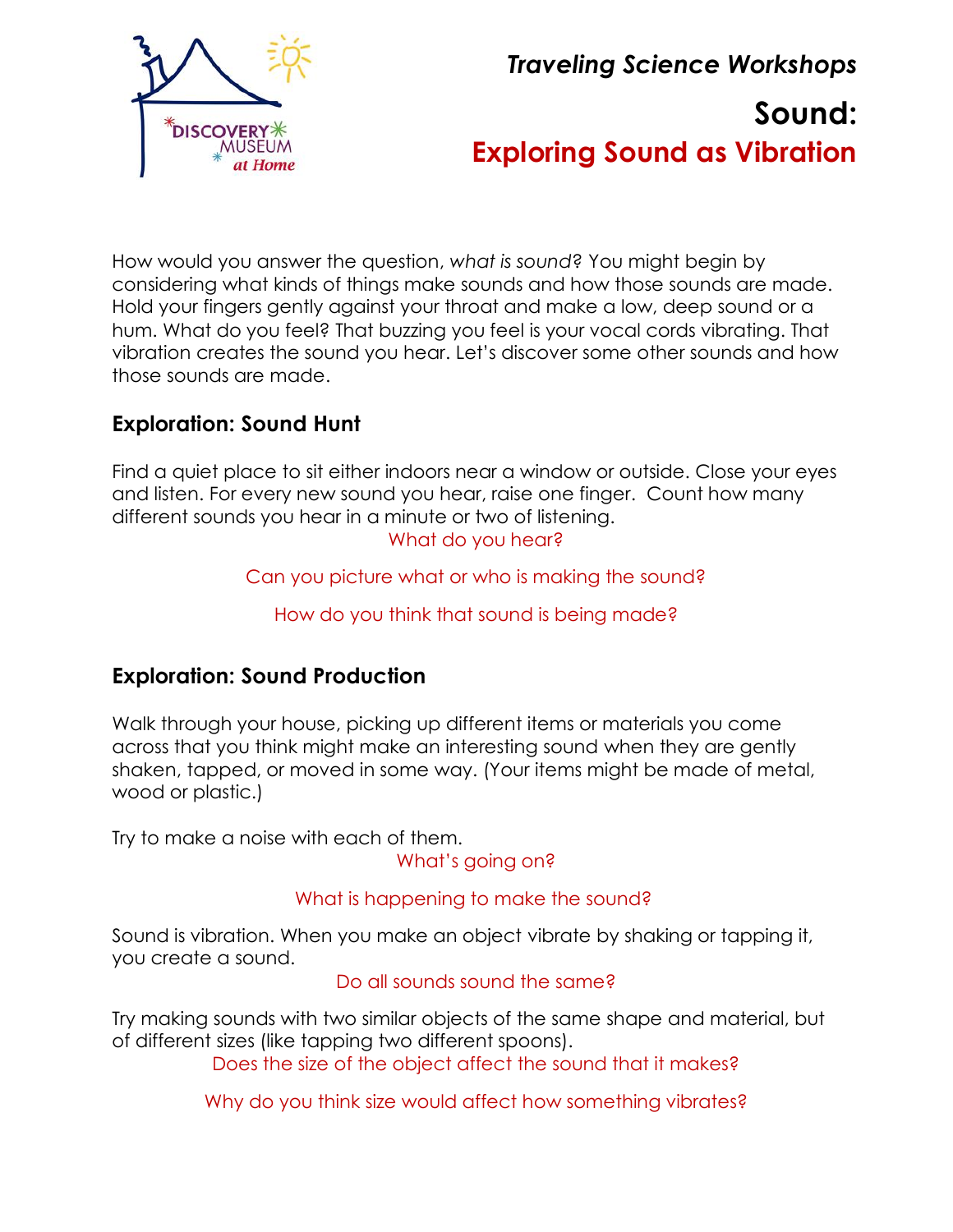*Traveling Science Workshops*

# Sound:
## Exploring Sound as Vibration

How would you answer the question, *what is sound*? You might begin by considering what kinds of things make sounds and how those sounds are made. Hold your fingers gently against your throat and make a low, deep sound or a hum. What do you feel? That buzzing you feel is your vocal cords vibrating. That vibration creates the sound you hear. Let's discover some other sounds and how those sounds are made.

### Exploration: Sound Hunt

Find a quiet place to sit either indoors near a window or outside. Close your eyes and listen. For every new sound you hear, raise one finger. Count how many different sounds you hear in a minute or two of listening.

What do you hear?

Can you picture what or who is making the sound?

How do you think that sound is being made?

### Exploration: Sound Production

Walk through your house, picking up different items or materials you come across that you think might make an interesting sound when they are gently shaken, tapped, or moved in some way. (Your items might be made of metal, wood or plastic.)

Try to make a noise with each of them.

What's going on?

What is happening to make the sound?

Sound is vibration. When you make an object vibrate by shaking or tapping it, you create a sound.

Do all sounds sound the same?

Try making sounds with two similar objects of the same shape and material, but of different sizes (like tapping two different spoons).

Does the size of the object affect the sound that it makes?

Why do you think size would affect how something vibrates?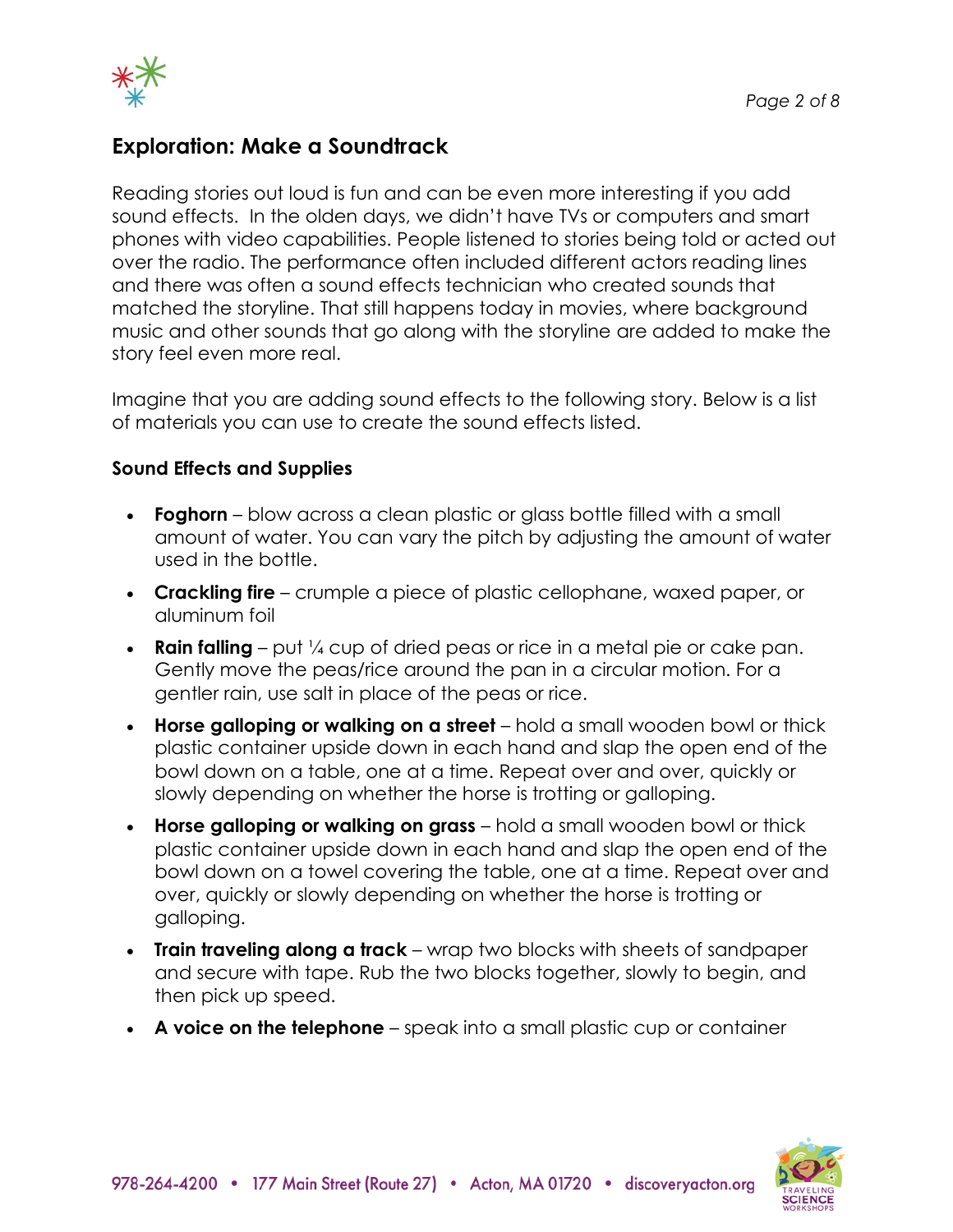## Exploration: Make a Soundtrack

Reading stories out loud is fun and can be even more interesting if you add sound effects. In the olden days, we didn't have TVs or computers and smart phones with video capabilities. People listened to stories being told or acted out over the radio. The performance often included different actors reading lines and there was often a sound effects technician who created sounds that matched the storyline. That still happens today in movies, where background music and other sounds that go along with the storyline are added to make the story feel even more real.

Imagine that you are adding sound effects to the following story. Below is a list of materials you can use to create the sound effects listed.

### Sound Effects and Supplies

- **Foghorn** – blow across a clean plastic or glass bottle filled with a small amount of water. You can vary the pitch by adjusting the amount of water used in the bottle.
- **Crackling fire** – crumple a piece of plastic cellophane, waxed paper, or aluminum foil
- **Rain falling** – put ¼ cup of dried peas or rice in a metal pie or cake pan. Gently move the peas/rice around the pan in a circular motion. For a gentler rain, use salt in place of the peas or rice.
- **Horse galloping or walking on a street** – hold a small wooden bowl or thick plastic container upside down in each hand and slap the open end of the bowl down on a table, one at a time. Repeat over and over, quickly or slowly depending on whether the horse is trotting or galloping.
- **Horse galloping or walking on grass** – hold a small wooden bowl or thick plastic container upside down in each hand and slap the open end of the bowl down on a towel covering the table, one at a time. Repeat over and over, quickly or slowly depending on whether the horse is trotting or galloping.
- **Train traveling along a track** – wrap two blocks with sheets of sandpaper and secure with tape. Rub the two blocks together, slowly to begin, and then pick up speed.
- **A voice on the telephone** – speak into a small plastic cup or container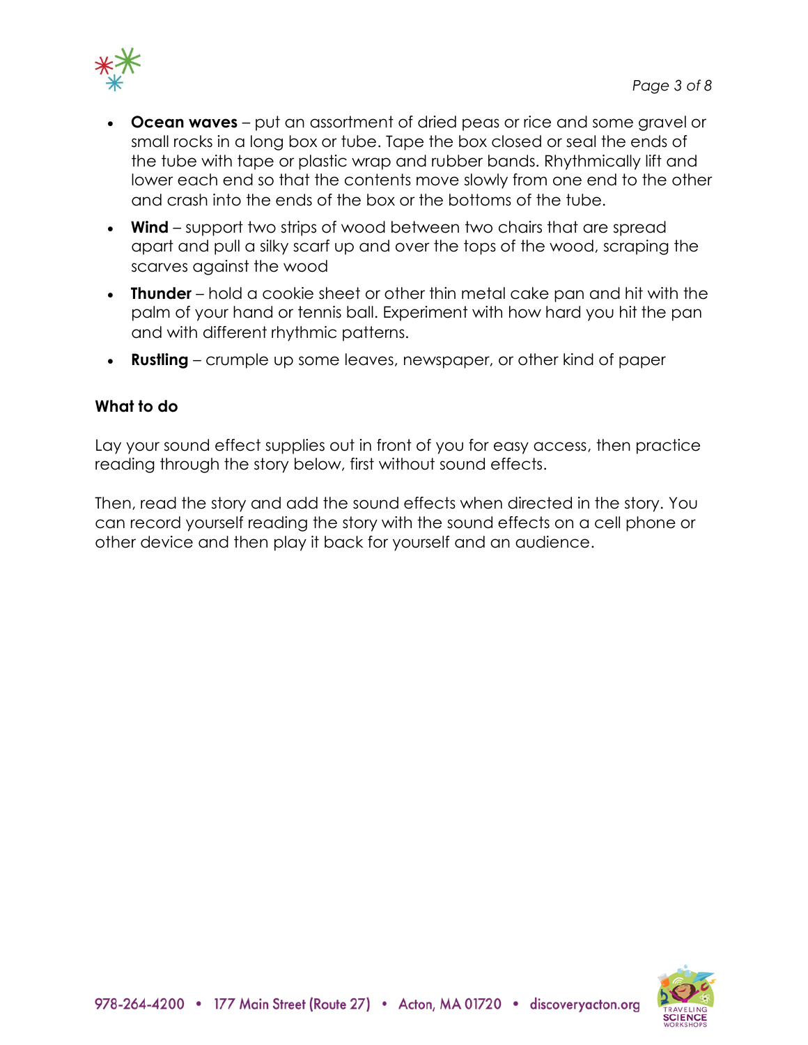- **Ocean waves** – put an assortment of dried peas or rice and some gravel or small rocks in a long box or tube. Tape the box closed or seal the ends of the tube with tape or plastic wrap and rubber bands. Rhythmically lift and lower each end so that the contents move slowly from one end to the other and crash into the ends of the box or the bottoms of the tube.
- **Wind** – support two strips of wood between two chairs that are spread apart and pull a silky scarf up and over the tops of the wood, scraping the scarves against the wood
- **Thunder** – hold a cookie sheet or other thin metal cake pan and hit with the palm of your hand or tennis ball. Experiment with how hard you hit the pan and with different rhythmic patterns.
- **Rustling** – crumple up some leaves, newspaper, or other kind of paper

**What to do**

Lay your sound effect supplies out in front of you for easy access, then practice reading through the story below, first without sound effects.

Then, read the story and add the sound effects when directed in the story. You can record yourself reading the story with the sound effects on a cell phone or other device and then play it back for yourself and an audience.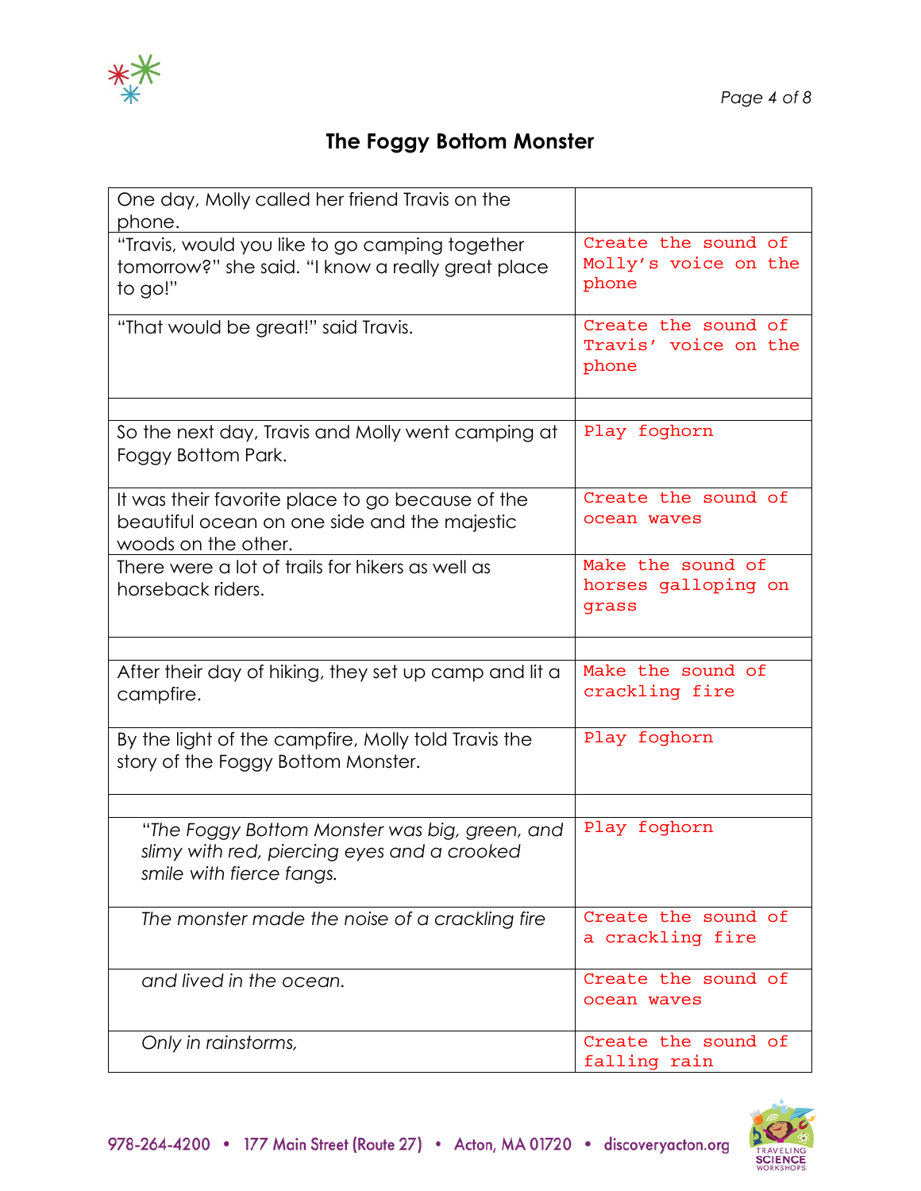## The Foggy Bottom Monster

| | |
|---|---|
| One day, Molly called her friend Travis on the phone. | |
| "Travis, would you like to go camping together tomorrow?" she said. "I know a really great place to go!" | Create the sound of Molly's voice on the phone |
| "That would be great!" said Travis. | Create the sound of Travis' voice on the phone |
| | |
| So the next day, Travis and Molly went camping at Foggy Bottom Park. | Play foghorn |
| It was their favorite place to go because of the beautiful ocean on one side and the majestic woods on the other. | Create the sound of ocean waves |
| There were a lot of trails for hikers as well as horseback riders. | Make the sound of horses galloping on grass |
| | |
| After their day of hiking, they set up camp and lit a campfire. | Make the sound of crackling fire |
| By the light of the campfire, Molly told Travis the story of the Foggy Bottom Monster. | Play foghorn |
| | |
| *"The Foggy Bottom Monster was big, green, and slimy with red, piercing eyes and a crooked smile with fierce fangs.* | Play foghorn |
| *The monster made the noise of a crackling fire* | Create the sound of a crackling fire |
| *and lived in the ocean.* | Create the sound of ocean waves |
| *Only in rainstorms,* | Create the sound of falling rain |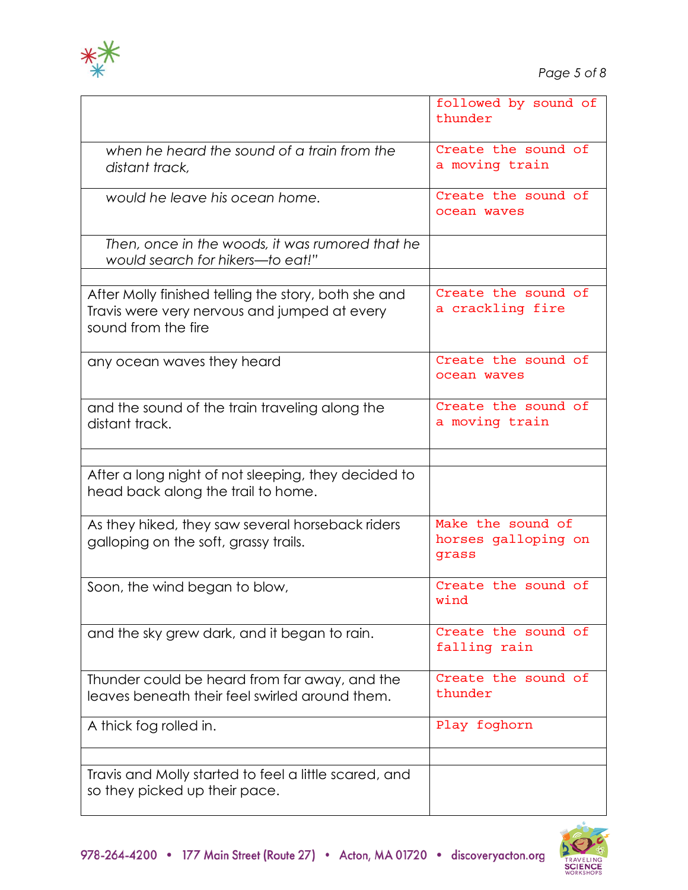| | |
|---|---|
| | followed by sound of thunder |
| *when he heard the sound of a train from the distant track,* | Create the sound of a moving train |
| *would he leave his ocean home.* | Create the sound of ocean waves |
| *Then, once in the woods, it was rumored that he would search for hikers—to eat!"* | |
| | |
| After Molly finished telling the story, both she and Travis were very nervous and jumped at every sound from the fire | Create the sound of a crackling fire |
| any ocean waves they heard | Create the sound of ocean waves |
| and the sound of the train traveling along the distant track. | Create the sound of a moving train |
| | |
| After a long night of not sleeping, they decided to head back along the trail to home. | |
| As they hiked, they saw several horseback riders galloping on the soft, grassy trails. | Make the sound of horses galloping on grass |
| Soon, the wind began to blow, | Create the sound of wind |
| and the sky grew dark, and it began to rain. | Create the sound of falling rain |
| Thunder could be heard from far away, and the leaves beneath their feel swirled around them. | Create the sound of thunder |
| A thick fog rolled in. | Play foghorn |
| | |
| Travis and Molly started to feel a little scared, and so they picked up their pace. | |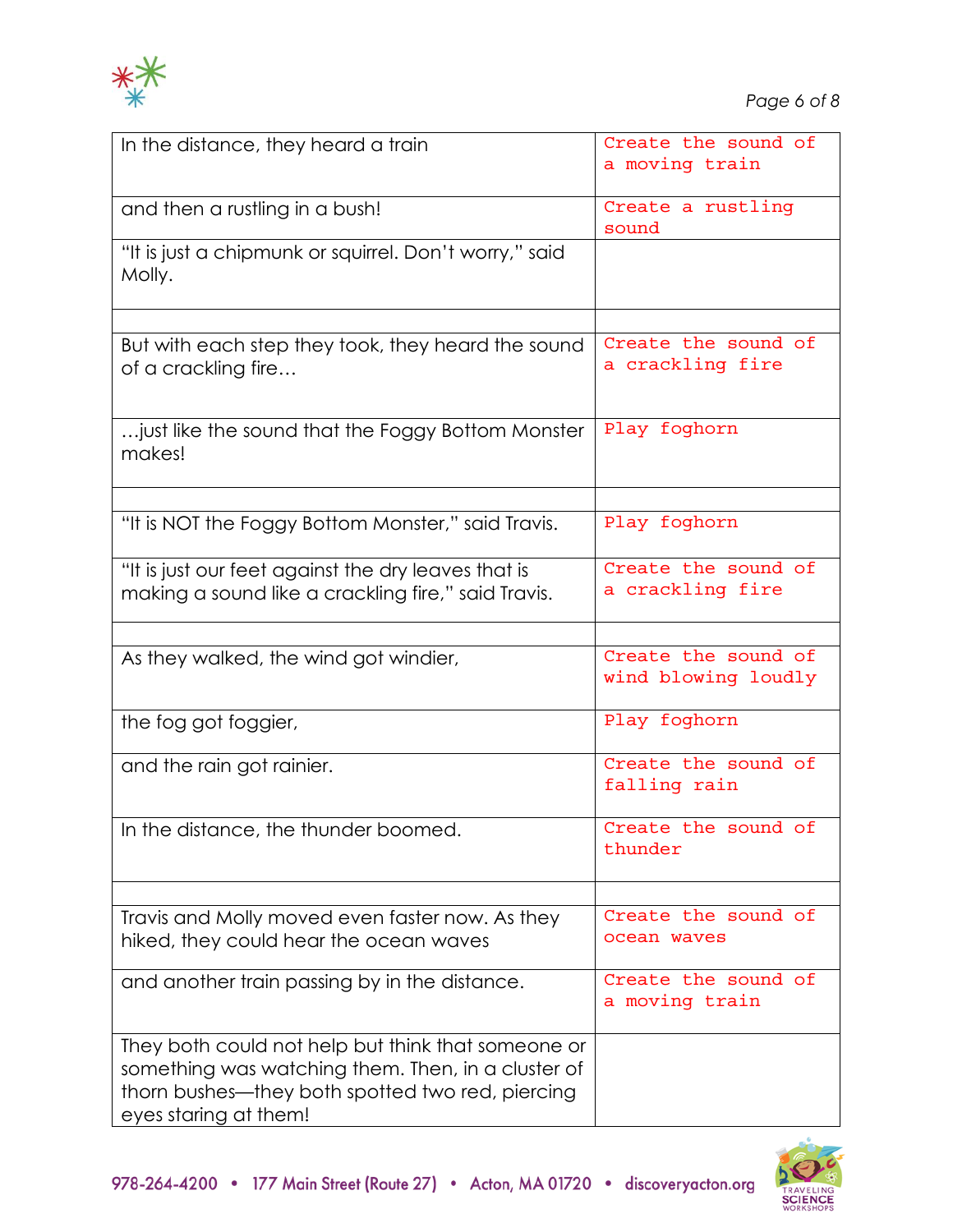| | |
|---|---|
| In the distance, they heard a train | Create the sound of a moving train |
| and then a rustling in a bush! | Create a rustling sound |
| "It is just a chipmunk or squirrel. Don't worry," said Molly. | |
| | |
| But with each step they took, they heard the sound of a crackling fire… | Create the sound of a crackling fire |
| …just like the sound that the Foggy Bottom Monster makes! | Play foghorn |
| | |
| "It is NOT the Foggy Bottom Monster," said Travis. | Play foghorn |
| "It is just our feet against the dry leaves that is making a sound like a crackling fire," said Travis. | Create the sound of a crackling fire |
| | |
| As they walked, the wind got windier, | Create the sound of wind blowing loudly |
| the fog got foggier, | Play foghorn |
| and the rain got rainier. | Create the sound of falling rain |
| In the distance, the thunder boomed. | Create the sound of thunder |
| | |
| Travis and Molly moved even faster now. As they hiked, they could hear the ocean waves | Create the sound of ocean waves |
| and another train passing by in the distance. | Create the sound of a moving train |
| They both could not help but think that someone or something was watching them. Then, in a cluster of thorn bushes—they both spotted two red, piercing eyes staring at them! | |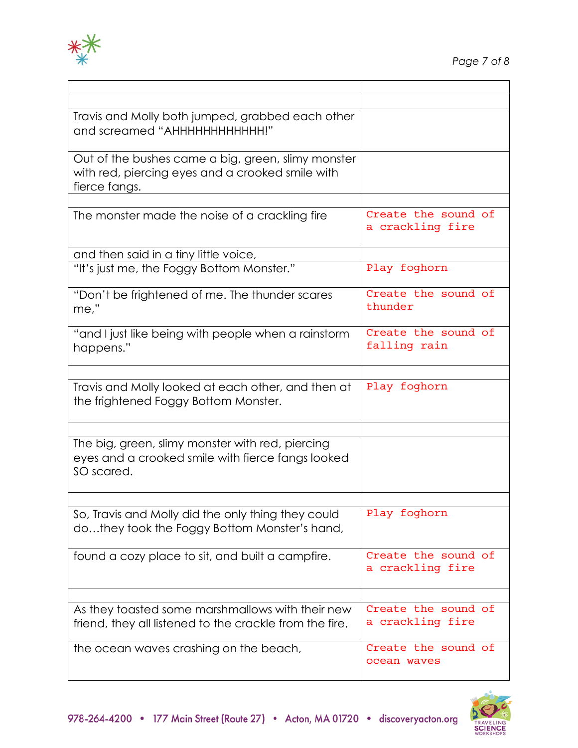| | |
|---|---|
| | |
| | |
| Travis and Molly both jumped, grabbed each other and screamed "AHHHHHHHHHHHH!" | |
| Out of the bushes came a big, green, slimy monster with red, piercing eyes and a crooked smile with fierce fangs. | |
| | |
| The monster made the noise of a crackling fire | Create the sound of a crackling fire |
| and then said in a tiny little voice, | |
| "It's just me, the Foggy Bottom Monster." | Play foghorn |
| "Don't be frightened of me. The thunder scares me," | Create the sound of thunder |
| "and I just like being with people when a rainstorm happens." | Create the sound of falling rain |
| | |
| Travis and Molly looked at each other, and then at the frightened Foggy Bottom Monster. | Play foghorn |
| | |
| The big, green, slimy monster with red, piercing eyes and a crooked smile with fierce fangs looked SO scared. | |
| | |
| So, Travis and Molly did the only thing they could do…they took the Foggy Bottom Monster's hand, | Play foghorn |
| found a cozy place to sit, and built a campfire. | Create the sound of a crackling fire |
| | |
| As they toasted some marshmallows with their new friend, they all listened to the crackle from the fire, | Create the sound of a crackling fire |
| the ocean waves crashing on the beach, | Create the sound of ocean waves |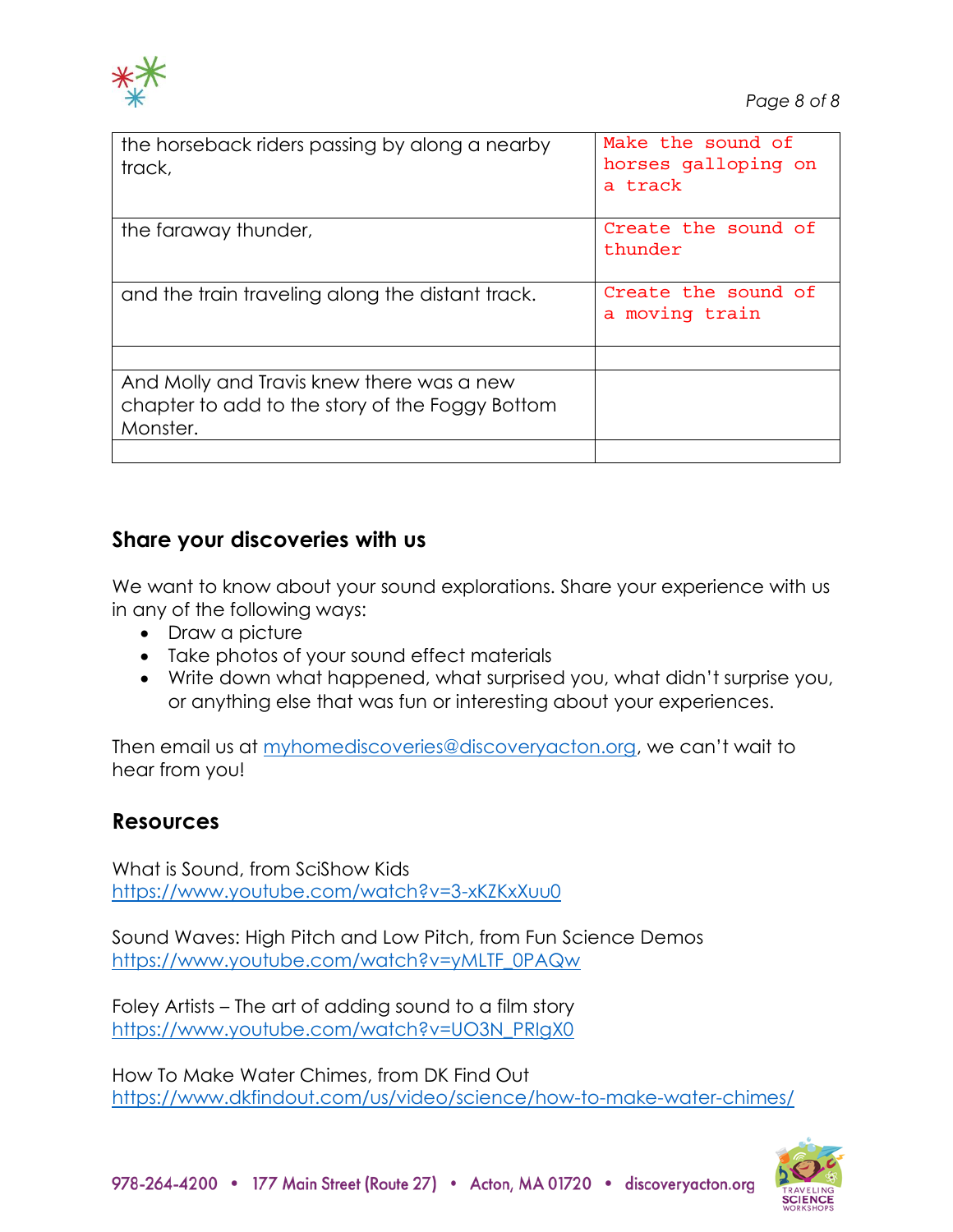| | |
|---|---|
| the horseback riders passing by along a nearby track, | Make the sound of horses galloping on a track |
| the faraway thunder, | Create the sound of thunder |
| and the train traveling along the distant track. | Create the sound of a moving train |
| | |
| And Molly and Travis knew there was a new chapter to add to the story of the Foggy Bottom Monster. | |
| | |

## Share your discoveries with us

We want to know about your sound explorations. Share your experience with us in any of the following ways:

- Draw a picture
- Take photos of your sound effect materials
- Write down what happened, what surprised you, what didn't surprise you, or anything else that was fun or interesting about your experiences.

Then email us at myhomediscoveries@discoveryacton.org, we can't wait to hear from you!

## Resources

What is Sound, from SciShow Kids
https://www.youtube.com/watch?v=3-xKZKxXuu0

Sound Waves: High Pitch and Low Pitch, from Fun Science Demos
https://www.youtube.com/watch?v=yMLTF_0PAQw

Foley Artists – The art of adding sound to a film story
https://www.youtube.com/watch?v=UO3N_PRIgX0

How To Make Water Chimes, from DK Find Out
https://www.dkfindout.com/us/video/science/how-to-make-water-chimes/

978-264-4200 • 177 Main Street (Route 27) • Acton, MA 01720 • discoveryacton.org